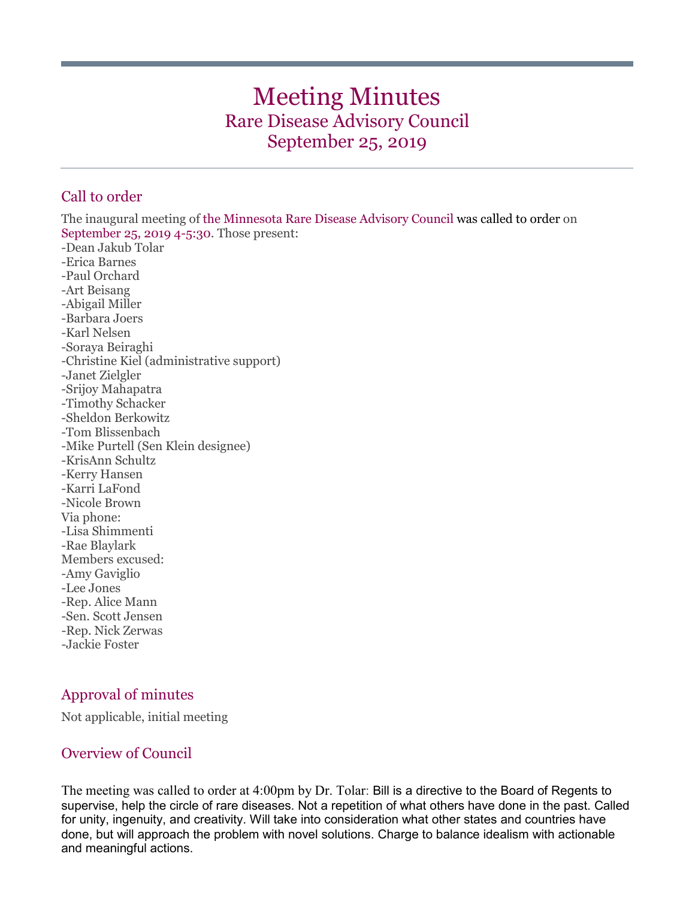# Meeting Minutes

## Rare Disease Advisory Council

## September 25, 2019

### Call to order

The inaugural meeting of the Minnesota Rare Disease Advisory Council was called to order on September 25, 2019 4-5:30. Those present:

- -Dean Jakub Tolar
- -Erica Barnes
- -Paul Orchard
- -Art Beisang
- -Abigail Miller
- -Barbara Joers
- -Karl Nelsen
- -Soraya Beiraghi
- -Christine Kiel (administrative support)
- -Janet Zielgler
- -Srijoy Mahapatra
- -Timothy Schacker
- -Sheldon Berkowitz
- -Tom Blissenbach
- -Mike Purtell (Sen Klein designee)
- -KrisAnn Schultz
- -Kerry Hansen
- -Karri LaFond
- -Nicole Brown

Via phone:

- -Lisa Shimmenti
- -Rae Blaylark

Members excused:

- -Amy Gaviglio
- -Lee Jones
- -Rep. Alice Mann
- -Sen. Scott Jensen
- -Rep. Nick Zerwas
- -Jackie Foster

### Approval of minutes

Not applicable, initial meeting

### Overview of Council

The meeting was called to order at 4:00pm by Dr. Tolar: Bill is a directive to the Board of Regents to supervise, help the circle of rare diseases. Not a repetition of what others have done in the past. Called for unity, ingenuity, and creativity. Will take into consideration what other states and countries have done, but will approach the problem with novel solutions. Charge to balance idealism with actionable and meaningful actions.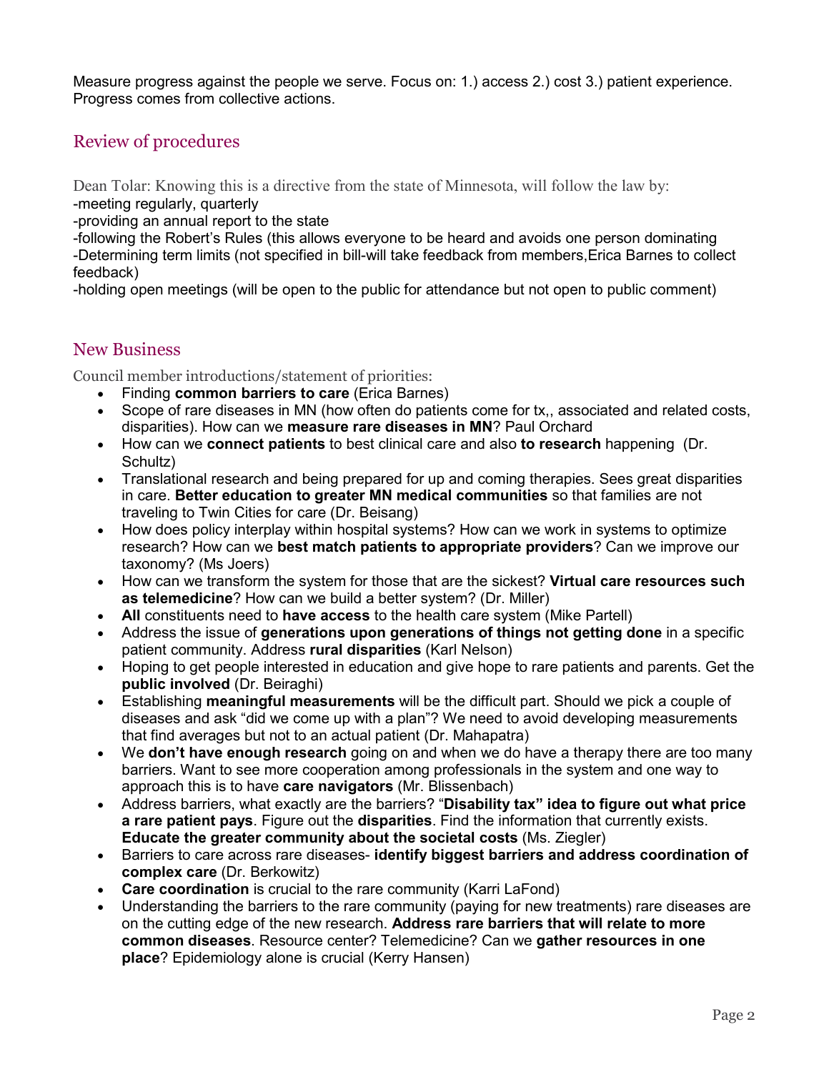Measure progress against the people we serve. Focus on: 1.) access 2.) cost 3.) patient experience. Progress comes from collective actions.

## Review of procedures

Dean Tolar: Knowing this is a directive from the state of Minnesota, will follow the law by:
-meeting regularly, quarterly
-providing an annual report to the state
-following the Robert's Rules (this allows everyone to be heard and avoids one person dominating
-Determining term limits (not specified in bill-will take feedback from members,Erica Barnes to collect feedback)
-holding open meetings (will be open to the public for attendance but not open to public comment)

## New Business

Council member introductions/statement of priorities:

- Finding **common barriers to care** (Erica Barnes)
- Scope of rare diseases in MN (how often do patients come for tx,, associated and related costs, disparities). How can we **measure rare diseases in MN**? Paul Orchard
- How can we **connect patients** to best clinical care and also **to research** happening (Dr. Schultz)
- Translational research and being prepared for up and coming therapies. Sees great disparities in care. **Better education to greater MN medical communities** so that families are not traveling to Twin Cities for care (Dr. Beisang)
- How does policy interplay within hospital systems? How can we work in systems to optimize research? How can we **best match patients to appropriate providers**? Can we improve our taxonomy? (Ms Joers)
- How can we transform the system for those that are the sickest? **Virtual care resources such as telemedicine**? How can we build a better system? (Dr. Miller)
- **All** constituents need to **have access** to the health care system (Mike Partell)
- Address the issue of **generations upon generations of things not getting done** in a specific patient community. Address **rural disparities** (Karl Nelson)
- Hoping to get people interested in education and give hope to rare patients and parents. Get the **public involved** (Dr. Beiraghi)
- Establishing **meaningful measurements** will be the difficult part. Should we pick a couple of diseases and ask "did we come up with a plan"? We need to avoid developing measurements that find averages but not to an actual patient (Dr. Mahapatra)
- We **don't have enough research** going on and when we do have a therapy there are too many barriers. Want to see more cooperation among professionals in the system and one way to approach this is to have **care navigators** (Mr. Blissenbach)
- Address barriers, what exactly are the barriers? "**Disability tax" idea to figure out what price a rare patient pays**. Figure out the **disparities**. Find the information that currently exists. **Educate the greater community about the societal costs** (Ms. Ziegler)
- Barriers to care across rare diseases- **identify biggest barriers and address coordination of complex care** (Dr. Berkowitz)
- **Care coordination** is crucial to the rare community (Karri LaFond)
- Understanding the barriers to the rare community (paying for new treatments) rare diseases are on the cutting edge of the new research. **Address rare barriers that will relate to more common diseases**. Resource center? Telemedicine? Can we **gather resources in one place**? Epidemiology alone is crucial (Kerry Hansen)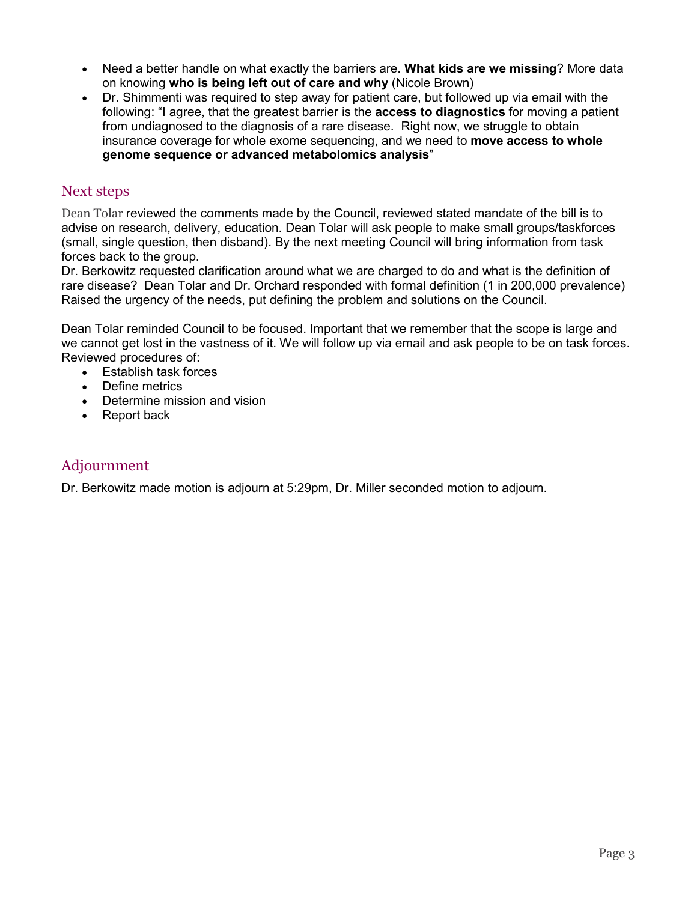- Need a better handle on what exactly the barriers are. **What kids are we missing**? More data on knowing **who is being left out of care and why** (Nicole Brown)
- Dr. Shimmenti was required to step away for patient care, but followed up via email with the following: "I agree, that the greatest barrier is the **access to diagnostics** for moving a patient from undiagnosed to the diagnosis of a rare disease. Right now, we struggle to obtain insurance coverage for whole exome sequencing, and we need to **move access to whole genome sequence or advanced metabolomics analysis**"

## Next steps

Dean Tolar reviewed the comments made by the Council, reviewed stated mandate of the bill is to advise on research, delivery, education. Dean Tolar will ask people to make small groups/taskforces (small, single question, then disband). By the next meeting Council will bring information from task forces back to the group.
Dr. Berkowitz requested clarification around what we are charged to do and what is the definition of rare disease? Dean Tolar and Dr. Orchard responded with formal definition (1 in 200,000 prevalence) Raised the urgency of the needs, put defining the problem and solutions on the Council.

Dean Tolar reminded Council to be focused. Important that we remember that the scope is large and we cannot get lost in the vastness of it. We will follow up via email and ask people to be on task forces. Reviewed procedures of:

- Establish task forces
- Define metrics
- Determine mission and vision
- Report back

## Adjournment

Dr. Berkowitz made motion is adjourn at 5:29pm, Dr. Miller seconded motion to adjourn.